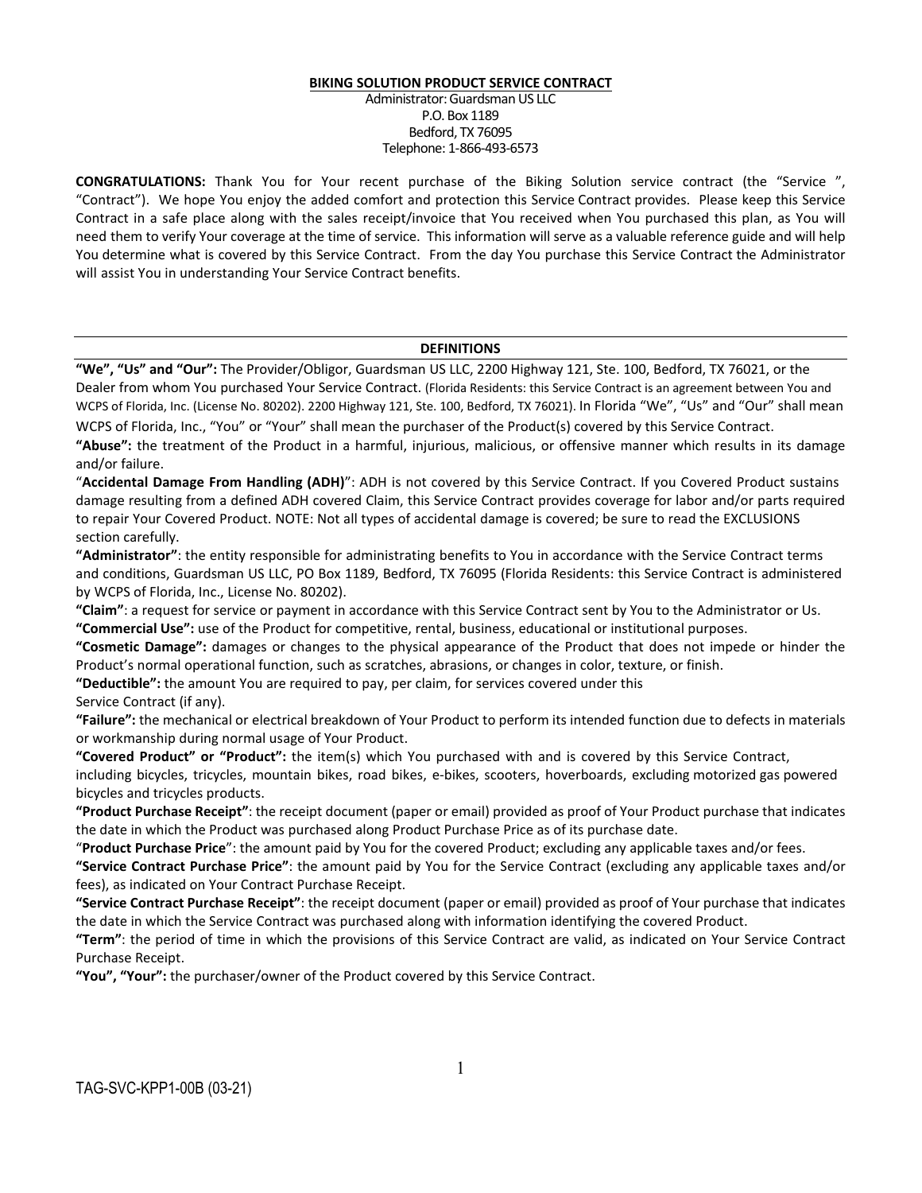# BIKING SOLUTION PRODUCT SERVICE CONTRACT

Administrator: Guardsman US LLC
P.O. Box 1189
Bedford, TX 76095
Telephone: 1-866-493-6573

**CONGRATULATIONS:** Thank You for Your recent purchase of the Biking Solution service contract (the "Service ", "Contract"). We hope You enjoy the added comfort and protection this Service Contract provides. Please keep this Service Contract in a safe place along with the sales receipt/invoice that You received when You purchased this plan, as You will need them to verify Your coverage at the time of service. This information will serve as a valuable reference guide and will help You determine what is covered by this Service Contract. From the day You purchase this Service Contract the Administrator will assist You in understanding Your Service Contract benefits.

## DEFINITIONS

**"We", "Us" and "Our":** The Provider/Obligor, Guardsman US LLC, 2200 Highway 121, Ste. 100, Bedford, TX 76021, or the Dealer from whom You purchased Your Service Contract. (Florida Residents: this Service Contract is an agreement between You and WCPS of Florida, Inc. (License No. 80202). 2200 Highway 121, Ste. 100, Bedford, TX 76021). In Florida "We", "Us" and "Our" shall mean WCPS of Florida, Inc., "You" or "Your" shall mean the purchaser of the Product(s) covered by this Service Contract.

**"Abuse":** the treatment of the Product in a harmful, injurious, malicious, or offensive manner which results in its damage and/or failure.

"**Accidental Damage From Handling (ADH)**": ADH is not covered by this Service Contract. If you Covered Product sustains damage resulting from a defined ADH covered Claim, this Service Contract provides coverage for labor and/or parts required to repair Your Covered Product. NOTE: Not all types of accidental damage is covered; be sure to read the EXCLUSIONS section carefully.

**"Administrator"**: the entity responsible for administrating benefits to You in accordance with the Service Contract terms and conditions, Guardsman US LLC, PO Box 1189, Bedford, TX 76095 (Florida Residents: this Service Contract is administered by WCPS of Florida, Inc., License No. 80202).

**"Claim"**: a request for service or payment in accordance with this Service Contract sent by You to the Administrator or Us.

**"Commercial Use":** use of the Product for competitive, rental, business, educational or institutional purposes.

**"Cosmetic Damage":** damages or changes to the physical appearance of the Product that does not impede or hinder the Product's normal operational function, such as scratches, abrasions, or changes in color, texture, or finish.

**"Deductible":** the amount You are required to pay, per claim, for services covered under this Service Contract (if any).

**"Failure":** the mechanical or electrical breakdown of Your Product to perform its intended function due to defects in materials or workmanship during normal usage of Your Product.

**"Covered Product" or "Product":** the item(s) which You purchased with and is covered by this Service Contract, including bicycles, tricycles, mountain bikes, road bikes, e-bikes, scooters, hoverboards, excluding motorized gas powered bicycles and tricycles products.

**"Product Purchase Receipt"**: the receipt document (paper or email) provided as proof of Your Product purchase that indicates the date in which the Product was purchased along Product Purchase Price as of its purchase date.

"**Product Purchase Price**": the amount paid by You for the covered Product; excluding any applicable taxes and/or fees.

**"Service Contract Purchase Price"**: the amount paid by You for the Service Contract (excluding any applicable taxes and/or fees), as indicated on Your Contract Purchase Receipt.

**"Service Contract Purchase Receipt"**: the receipt document (paper or email) provided as proof of Your purchase that indicates the date in which the Service Contract was purchased along with information identifying the covered Product.

**"Term"**: the period of time in which the provisions of this Service Contract are valid, as indicated on Your Service Contract Purchase Receipt.

**"You", "Your":** the purchaser/owner of the Product covered by this Service Contract.

TAG-SVC-KPP1-00B (03-21)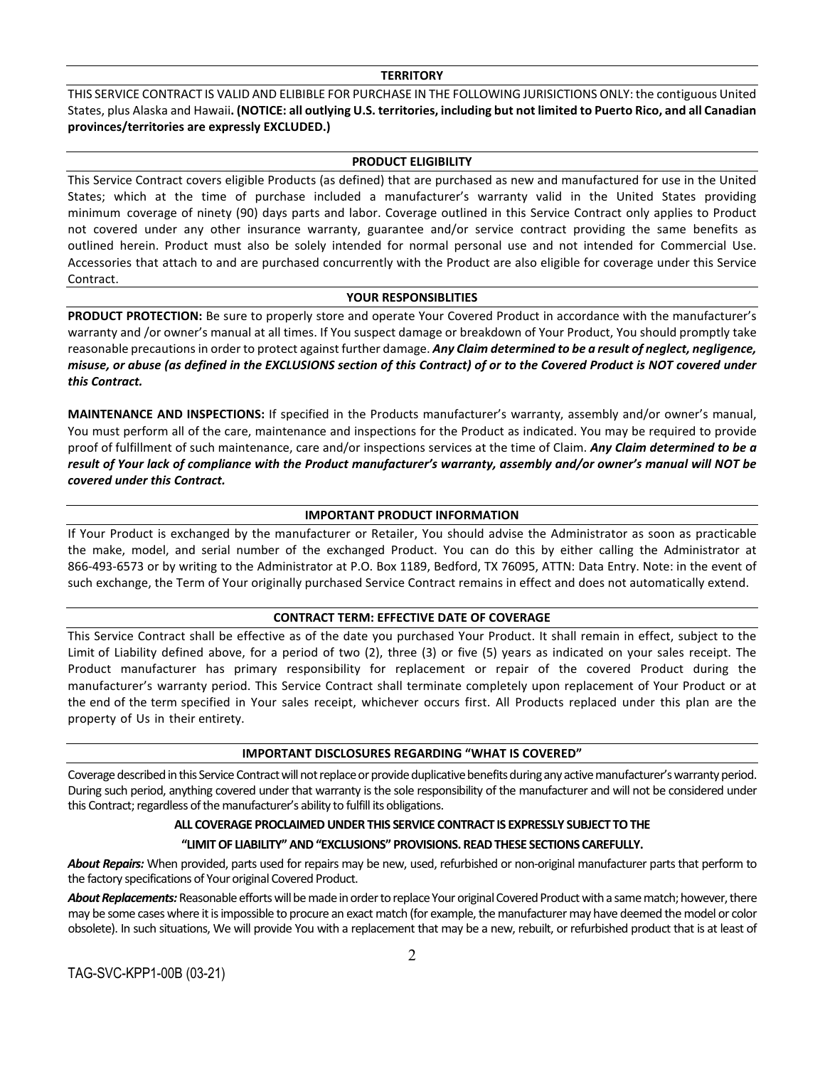## TERRITORY

THIS SERVICE CONTRACT IS VALID AND ELIBIBLE FOR PURCHASE IN THE FOLLOWING JURISICTIONS ONLY: the contiguous United States, plus Alaska and Hawaii**. (NOTICE: all outlying U.S. territories, including but not limited to Puerto Rico, and all Canadian provinces/territories are expressly EXCLUDED.)**

## PRODUCT ELIGIBILITY

This Service Contract covers eligible Products (as defined) that are purchased as new and manufactured for use in the United States; which at the time of purchase included a manufacturer's warranty valid in the United States providing minimum coverage of ninety (90) days parts and labor. Coverage outlined in this Service Contract only applies to Product not covered under any other insurance warranty, guarantee and/or service contract providing the same benefits as outlined herein. Product must also be solely intended for normal personal use and not intended for Commercial Use. Accessories that attach to and are purchased concurrently with the Product are also eligible for coverage under this Service Contract.

## YOUR RESPONSIBLITIES

**PRODUCT PROTECTION:** Be sure to properly store and operate Your Covered Product in accordance with the manufacturer's warranty and /or owner's manual at all times. If You suspect damage or breakdown of Your Product, You should promptly take reasonable precautions in order to protect against further damage. ***Any Claim determined to be a result of neglect, negligence, misuse, or abuse (as defined in the EXCLUSIONS section of this Contract) of or to the Covered Product is NOT covered under this Contract.***

**MAINTENANCE AND INSPECTIONS:** If specified in the Products manufacturer's warranty, assembly and/or owner's manual, You must perform all of the care, maintenance and inspections for the Product as indicated. You may be required to provide proof of fulfillment of such maintenance, care and/or inspections services at the time of Claim. ***Any Claim determined to be a result of Your lack of compliance with the Product manufacturer's warranty, assembly and/or owner's manual will NOT be covered under this Contract.***

## IMPORTANT PRODUCT INFORMATION

If Your Product is exchanged by the manufacturer or Retailer, You should advise the Administrator as soon as practicable the make, model, and serial number of the exchanged Product. You can do this by either calling the Administrator at 866-493-6573 or by writing to the Administrator at P.O. Box 1189, Bedford, TX 76095, ATTN: Data Entry. Note: in the event of such exchange, the Term of Your originally purchased Service Contract remains in effect and does not automatically extend.

## CONTRACT TERM: EFFECTIVE DATE OF COVERAGE

This Service Contract shall be effective as of the date you purchased Your Product. It shall remain in effect, subject to the Limit of Liability defined above, for a period of two (2), three (3) or five (5) years as indicated on your sales receipt. The Product manufacturer has primary responsibility for replacement or repair of the covered Product during the manufacturer's warranty period. This Service Contract shall terminate completely upon replacement of Your Product or at the end of the term specified in Your sales receipt, whichever occurs first. All Products replaced under this plan are the property of Us in their entirety.

## IMPORTANT DISCLOSURES REGARDING "WHAT IS COVERED"

Coverage described in this Service Contract will not replace or provide duplicative benefits during any active manufacturer's warranty period. During such period, anything covered under that warranty is the sole responsibility of the manufacturer and will not be considered under this Contract; regardless of the manufacturer's ability to fulfill its obligations.

**ALL COVERAGE PROCLAIMED UNDER THIS SERVICE CONTRACT IS EXPRESSLY SUBJECT TO THE "LIMIT OF LIABILITY" AND "EXCLUSIONS" PROVISIONS. READ THESE SECTIONS CAREFULLY.**

***About Repairs:*** When provided, parts used for repairs may be new, used, refurbished or non-original manufacturer parts that perform to the factory specifications of Your original Covered Product.

***About Replacements:*** Reasonable efforts will be made in order to replace Your original Covered Product with a same match; however, there may be some cases where it is impossible to procure an exact match (for example, the manufacturer may have deemed the model or color obsolete). In such situations, We will provide You with a replacement that may be a new, rebuilt, or refurbished product that is at least of

TAG-SVC-KPP1-00B (03-21)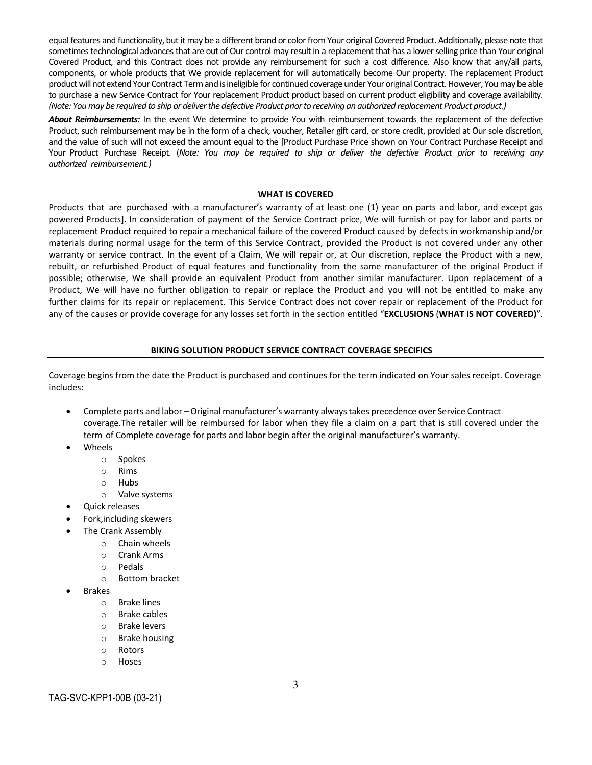equal features and functionality, but it may be a different brand or color from Your original Covered Product. Additionally, please note that sometimes technological advances that are out of Our control may result in a replacement that has a lower selling price than Your original Covered Product, and this Contract does not provide any reimbursement for such a cost difference. Also know that any/all parts, components, or whole products that We provide replacement for will automatically become Our property. The replacement Product product will not extend Your Contract Term and is ineligible for continued coverage under Your original Contract. However, You may be able to purchase a new Service Contract for Your replacement Product product based on current product eligibility and coverage availability. *(Note: You may be required to ship or deliver the defective Product prior to receiving an authorized replacement Product product.)*

***About Reimbursements:*** In the event We determine to provide You with reimbursement towards the replacement of the defective Product, such reimbursement may be in the form of a check, voucher, Retailer gift card, or store credit, provided at Our sole discretion, and the value of such will not exceed the amount equal to the [Product Purchase Price shown on Your Contract Purchase Receipt and Your Product Purchase Receipt. (*Note: You may be required to ship or deliver the defective Product prior to receiving any authorized reimbursement.)*

## WHAT IS COVERED

Products that are purchased with a manufacturer's warranty of at least one (1) year on parts and labor, and except gas powered Products]. In consideration of payment of the Service Contract price, We will furnish or pay for labor and parts or replacement Product required to repair a mechanical failure of the covered Product caused by defects in workmanship and/or materials during normal usage for the term of this Service Contract, provided the Product is not covered under any other warranty or service contract. In the event of a Claim, We will repair or, at Our discretion, replace the Product with a new, rebuilt, or refurbished Product of equal features and functionality from the same manufacturer of the original Product if possible; otherwise, We shall provide an equivalent Product from another similar manufacturer. Upon replacement of a Product, We will have no further obligation to repair or replace the Product and you will not be entitled to make any further claims for its repair or replacement. This Service Contract does not cover repair or replacement of the Product for any of the causes or provide coverage for any losses set forth in the section entitled "**EXCLUSIONS** (**WHAT IS NOT COVERED)**".

## BIKING SOLUTION PRODUCT SERVICE CONTRACT COVERAGE SPECIFICS

Coverage begins from the date the Product is purchased and continues for the term indicated on Your sales receipt. Coverage includes:

- Complete parts and labor – Original manufacturer's warranty always takes precedence over Service Contract coverage.The retailer will be reimbursed for labor when they file a claim on a part that is still covered under the term of Complete coverage for parts and labor begin after the original manufacturer's warranty.
- Wheels
  - Spokes
  - Rims
  - Hubs
  - Valve systems
- Quick releases
- Fork,including skewers
- The Crank Assembly
  - Chain wheels
  - Crank Arms
  - Pedals
  - Bottom bracket
- Brakes
  - Brake lines
  - Brake cables
  - Brake levers
  - Brake housing
  - Rotors
  - Hoses

TAG-SVC-KPP1-00B (03-21)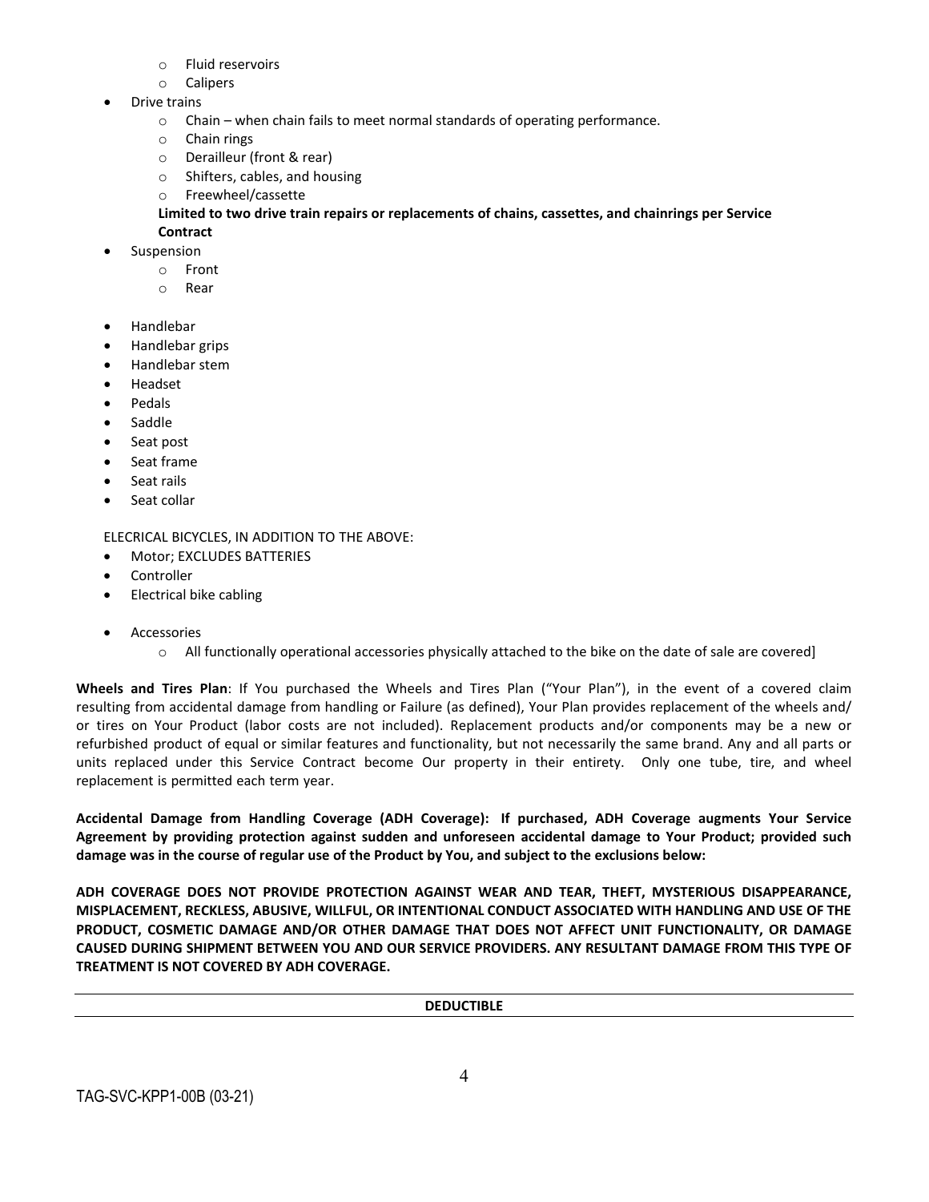- Fluid reservoirs
  - Calipers
- Drive trains
  - Chain – when chain fails to meet normal standards of operating performance.
  - Chain rings
  - Derailleur (front & rear)
  - Shifters, cables, and housing
  - Freewheel/cassette

  **Limited to two drive train repairs or replacements of chains, cassettes, and chainrings per Service Contract**
- Suspension
  - Front
  - Rear
- Handlebar
- Handlebar grips
- Handlebar stem
- Headset
- Pedals
- Saddle
- Seat post
- Seat frame
- Seat rails
- Seat collar

ELECRICAL BICYCLES, IN ADDITION TO THE ABOVE:

- Motor; EXCLUDES BATTERIES
- Controller
- Electrical bike cabling
- Accessories
  - All functionally operational accessories physically attached to the bike on the date of sale are covered]

**Wheels and Tires Plan**: If You purchased the Wheels and Tires Plan ("Your Plan"), in the event of a covered claim resulting from accidental damage from handling or Failure (as defined), Your Plan provides replacement of the wheels and/ or tires on Your Product (labor costs are not included). Replacement products and/or components may be a new or refurbished product of equal or similar features and functionality, but not necessarily the same brand. Any and all parts or units replaced under this Service Contract become Our property in their entirety. Only one tube, tire, and wheel replacement is permitted each term year.

**Accidental Damage from Handling Coverage (ADH Coverage): If purchased, ADH Coverage augments Your Service Agreement by providing protection against sudden and unforeseen accidental damage to Your Product; provided such damage was in the course of regular use of the Product by You, and subject to the exclusions below:**

**ADH COVERAGE DOES NOT PROVIDE PROTECTION AGAINST WEAR AND TEAR, THEFT, MYSTERIOUS DISAPPEARANCE, MISPLACEMENT, RECKLESS, ABUSIVE, WILLFUL, OR INTENTIONAL CONDUCT ASSOCIATED WITH HANDLING AND USE OF THE PRODUCT, COSMETIC DAMAGE AND/OR OTHER DAMAGE THAT DOES NOT AFFECT UNIT FUNCTIONALITY, OR DAMAGE CAUSED DURING SHIPMENT BETWEEN YOU AND OUR SERVICE PROVIDERS. ANY RESULTANT DAMAGE FROM THIS TYPE OF TREATMENT IS NOT COVERED BY ADH COVERAGE.**

---

**DEDUCTIBLE**

---

TAG-SVC-KPP1-00B (03-21)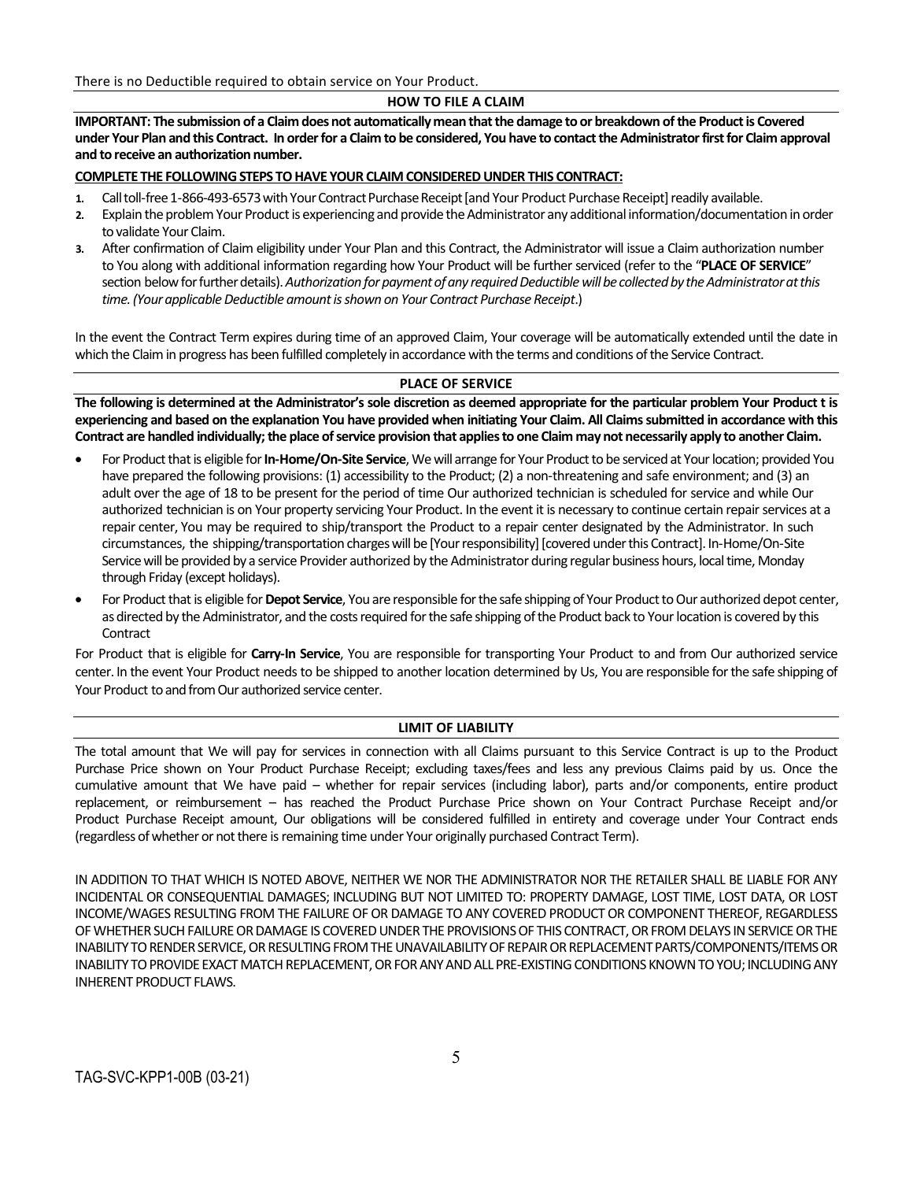There is no Deductible required to obtain service on Your Product.

## HOW TO FILE A CLAIM

**IMPORTANT: The submission of a Claim does not automatically mean that the damage to or breakdown of the Product is Covered under Your Plan and this Contract. In order for a Claim to be considered, You have to contact the Administrator first for Claim approval and to receive an authorization number.**

**COMPLETE THE FOLLOWING STEPS TO HAVE YOUR CLAIM CONSIDERED UNDER THIS CONTRACT:**

1. Call toll-free 1-866-493-6573 with Your Contract Purchase Receipt [and Your Product Purchase Receipt] readily available.
2. Explain the problem Your Product is experiencing and provide the Administrator any additional information/documentation in order to validate Your Claim.
3. After confirmation of Claim eligibility under Your Plan and this Contract, the Administrator will issue a Claim authorization number to You along with additional information regarding how Your Product will be further serviced (refer to the "**PLACE OF SERVICE**" section below for further details). *Authorization for payment of any required Deductible will be collected by the Administrator at this time. (Your applicable Deductible amount is shown on Your Contract Purchase Receipt*.)

In the event the Contract Term expires during time of an approved Claim, Your coverage will be automatically extended until the date in which the Claim in progress has been fulfilled completely in accordance with the terms and conditions of the Service Contract.

## PLACE OF SERVICE

**The following is determined at the Administrator's sole discretion as deemed appropriate for the particular problem Your Product t is experiencing and based on the explanation You have provided when initiating Your Claim. All Claims submitted in accordance with this Contract are handled individually; the place of service provision that applies to one Claim may not necessarily apply to another Claim.**

- For Product that is eligible for **In-Home/On-Site Service**, We will arrange for Your Product to be serviced at Your location; provided You have prepared the following provisions: (1) accessibility to the Product; (2) a non-threatening and safe environment; and (3) an adult over the age of 18 to be present for the period of time Our authorized technician is scheduled for service and while Our authorized technician is on Your property servicing Your Product. In the event it is necessary to continue certain repair services at a repair center, You may be required to ship/transport the Product to a repair center designated by the Administrator. In such circumstances, the shipping/transportation charges will be [Your responsibility] [covered under this Contract]. In-Home/On-Site Service will be provided by a service Provider authorized by the Administrator during regular business hours, local time, Monday through Friday (except holidays).
- For Product that is eligible for **Depot Service**, You are responsible for the safe shipping of Your Product to Our authorized depot center, as directed by the Administrator, and the costs required for the safe shipping of the Product back to Your location is covered by this Contract

For Product that is eligible for **Carry-In Service**, You are responsible for transporting Your Product to and from Our authorized service center. In the event Your Product needs to be shipped to another location determined by Us, You are responsible for the safe shipping of Your Product to and from Our authorized service center.

## LIMIT OF LIABILITY

The total amount that We will pay for services in connection with all Claims pursuant to this Service Contract is up to the Product Purchase Price shown on Your Product Purchase Receipt; excluding taxes/fees and less any previous Claims paid by us. Once the cumulative amount that We have paid – whether for repair services (including labor), parts and/or components, entire product replacement, or reimbursement – has reached the Product Purchase Price shown on Your Contract Purchase Receipt and/or Product Purchase Receipt amount, Our obligations will be considered fulfilled in entirety and coverage under Your Contract ends (regardless of whether or not there is remaining time under Your originally purchased Contract Term).

IN ADDITION TO THAT WHICH IS NOTED ABOVE, NEITHER WE NOR THE ADMINISTRATOR NOR THE RETAILER SHALL BE LIABLE FOR ANY INCIDENTAL OR CONSEQUENTIAL DAMAGES; INCLUDING BUT NOT LIMITED TO: PROPERTY DAMAGE, LOST TIME, LOST DATA, OR LOST INCOME/WAGES RESULTING FROM THE FAILURE OF OR DAMAGE TO ANY COVERED PRODUCT OR COMPONENT THEREOF, REGARDLESS OF WHETHER SUCH FAILURE OR DAMAGE IS COVERED UNDER THE PROVISIONS OF THIS CONTRACT, OR FROM DELAYS IN SERVICE OR THE INABILITY TO RENDER SERVICE, OR RESULTING FROM THE UNAVAILABILITY OF REPAIR OR REPLACEMENT PARTS/COMPONENTS/ITEMS OR INABILITY TO PROVIDE EXACT MATCH REPLACEMENT, OR FOR ANY AND ALL PRE-EXISTING CONDITIONS KNOWN TO YOU; INCLUDING ANY INHERENT PRODUCT FLAWS.

TAG-SVC-KPP1-00B (03-21)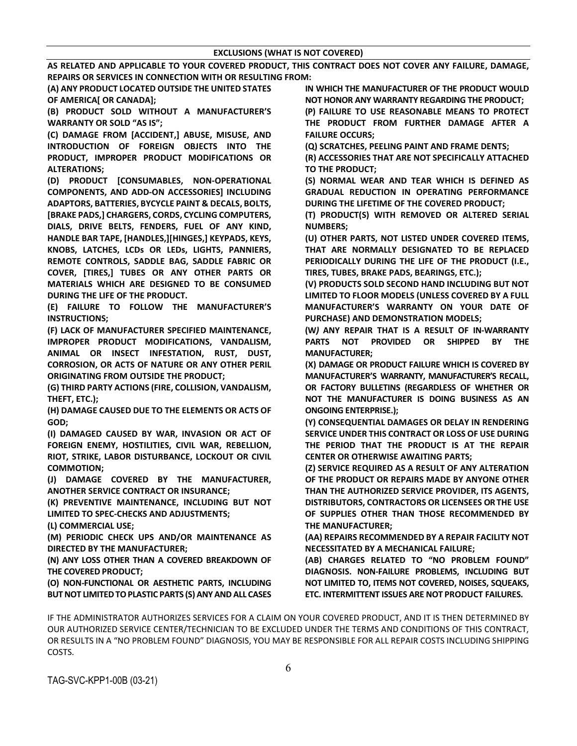## EXCLUSIONS (WHAT IS NOT COVERED)

**AS RELATED AND APPLICABLE TO YOUR COVERED PRODUCT, THIS CONTRACT DOES NOT COVER ANY FAILURE, DAMAGE, REPAIRS OR SERVICES IN CONNECTION WITH OR RESULTING FROM:**

**(A) ANY PRODUCT LOCATED OUTSIDE THE UNITED STATES OF AMERICA[ OR CANADA];**

**(B) PRODUCT SOLD WITHOUT A MANUFACTURER'S WARRANTY OR SOLD "AS IS";**

**(C) DAMAGE FROM [ACCIDENT,] ABUSE, MISUSE, AND INTRODUCTION OF FOREIGN OBJECTS INTO THE PRODUCT, IMPROPER PRODUCT MODIFICATIONS OR ALTERATIONS;**

**(D) PRODUCT [CONSUMABLES, NON-OPERATIONAL COMPONENTS, AND ADD-ON ACCESSORIES] INCLUDING ADAPTORS, BATTERIES, BYCYCLE PAINT & DECALS, BOLTS, [BRAKE PADS,] CHARGERS, CORDS, CYCLING COMPUTERS, DIALS, DRIVE BELTS, FENDERS, FUEL OF ANY KIND, HANDLE BAR TAPE, [HANDLES,][HINGES,] KEYPADS, KEYS, KNOBS, LATCHES, LCDs OR LEDs, LIGHTS, PANNIERS, REMOTE CONTROLS, SADDLE BAG, SADDLE FABRIC OR COVER, [TIRES,] TUBES OR ANY OTHER PARTS OR MATERIALS WHICH ARE DESIGNED TO BE CONSUMED DURING THE LIFE OF THE PRODUCT.**

**(E) FAILURE TO FOLLOW THE MANUFACTURER'S INSTRUCTIONS;**

**(F) LACK OF MANUFACTURER SPECIFIED MAINTENANCE, IMPROPER PRODUCT MODIFICATIONS, VANDALISM, ANIMAL OR INSECT INFESTATION, RUST, DUST, CORROSION, OR ACTS OF NATURE OR ANY OTHER PERIL ORIGINATING FROM OUTSIDE THE PRODUCT;**

**(G) THIRD PARTY ACTIONS (FIRE, COLLISION, VANDALISM, THEFT, ETC.);**

**(H) DAMAGE CAUSED DUE TO THE ELEMENTS OR ACTS OF GOD;**

**(I) DAMAGED CAUSED BY WAR, INVASION OR ACT OF FOREIGN ENEMY, HOSTILITIES, CIVIL WAR, REBELLION, RIOT, STRIKE, LABOR DISTURBANCE, LOCKOUT OR CIVIL COMMOTION;**

**(J) DAMAGE COVERED BY THE MANUFACTURER, ANOTHER SERVICE CONTRACT OR INSURANCE;**

**(K) PREVENTIVE MAINTENANCE, INCLUDING BUT NOT LIMITED TO SPEC-CHECKS AND ADJUSTMENTS;**

**(L) COMMERCIAL USE;**

**(M) PERIODIC CHECK UPS AND/OR MAINTENANCE AS DIRECTED BY THE MANUFACTURER;**

**(N) ANY LOSS OTHER THAN A COVERED BREAKDOWN OF THE COVERED PRODUCT;**

**(O) NON-FUNCTIONAL OR AESTHETIC PARTS, INCLUDING BUT NOT LIMITED TO PLASTIC PARTS (S) ANY AND ALL CASES IN WHICH THE MANUFACTURER OF THE PRODUCT WOULD NOT HONOR ANY WARRANTY REGARDING THE PRODUCT;**

**(P) FAILURE TO USE REASONABLE MEANS TO PROTECT THE PRODUCT FROM FURTHER DAMAGE AFTER A FAILURE OCCURS;**

**(Q) SCRATCHES, PEELING PAINT AND FRAME DENTS;**

**(R) ACCESSORIES THAT ARE NOT SPECIFICALLY ATTACHED TO THE PRODUCT;**

**(S) NORMAL WEAR AND TEAR WHICH IS DEFINED AS GRADUAL REDUCTION IN OPERATING PERFORMANCE DURING THE LIFETIME OF THE COVERED PRODUCT;**

**(T) PRODUCT(S) WITH REMOVED OR ALTERED SERIAL NUMBERS;**

**(U) OTHER PARTS, NOT LISTED UNDER COVERED ITEMS, THAT ARE NORMALLY DESIGNATED TO BE REPLACED PERIODICALLY DURING THE LIFE OF THE PRODUCT (I.E., TIRES, TUBES, BRAKE PADS, BEARINGS, ETC.);**

**(V) PRODUCTS SOLD SECOND HAND INCLUDING BUT NOT LIMITED TO FLOOR MODELS (UNLESS COVERED BY A FULL MANUFACTURER'S WARRANTY ON YOUR DATE OF PURCHASE) AND DEMONSTRATION MODELS;**

**(W) ANY REPAIR THAT IS A RESULT OF IN-WARRANTY PARTS NOT PROVIDED OR SHIPPED BY THE MANUFACTURER;**

**(X) DAMAGE OR PRODUCT FAILURE WHICH IS COVERED BY MANUFACTURER'S WARRANTY, MANUFACTURER'S RECALL, OR FACTORY BULLETINS (REGARDLESS OF WHETHER OR NOT THE MANUFACTURER IS DOING BUSINESS AS AN ONGOING ENTERPRISE.);**

**(Y) CONSEQUENTIAL DAMAGES OR DELAY IN RENDERING SERVICE UNDER THIS CONTRACT OR LOSS OF USE DURING THE PERIOD THAT THE PRODUCT IS AT THE REPAIR CENTER OR OTHERWISE AWAITING PARTS;**

**(Z) SERVICE REQUIRED AS A RESULT OF ANY ALTERATION OF THE PRODUCT OR REPAIRS MADE BY ANYONE OTHER THAN THE AUTHORIZED SERVICE PROVIDER, ITS AGENTS, DISTRIBUTORS, CONTRACTORS OR LICENSEES OR THE USE OF SUPPLIES OTHER THAN THOSE RECOMMENDED BY THE MANUFACTURER;**

**(AA) REPAIRS RECOMMENDED BY A REPAIR FACILITY NOT NECESSITATED BY A MECHANICAL FAILURE;**

**(AB) CHARGES RELATED TO "NO PROBLEM FOUND" DIAGNOSIS. NON-FAILURE PROBLEMS, INCLUDING BUT NOT LIMITED TO, ITEMS NOT COVERED, NOISES, SQUEAKS, ETC. INTERMITTENT ISSUES ARE NOT PRODUCT FAILURES.**

IF THE ADMINISTRATOR AUTHORIZES SERVICES FOR A CLAIM ON YOUR COVERED PRODUCT, AND IT IS THEN DETERMINED BY OUR AUTHORIZED SERVICE CENTER/TECHNICIAN TO BE EXCLUDED UNDER THE TERMS AND CONDITIONS OF THIS CONTRACT, OR RESULTS IN A "NO PROBLEM FOUND" DIAGNOSIS, YOU MAY BE RESPONSIBLE FOR ALL REPAIR COSTS INCLUDING SHIPPING COSTS.

TAG-SVC-KPP1-00B (03-21)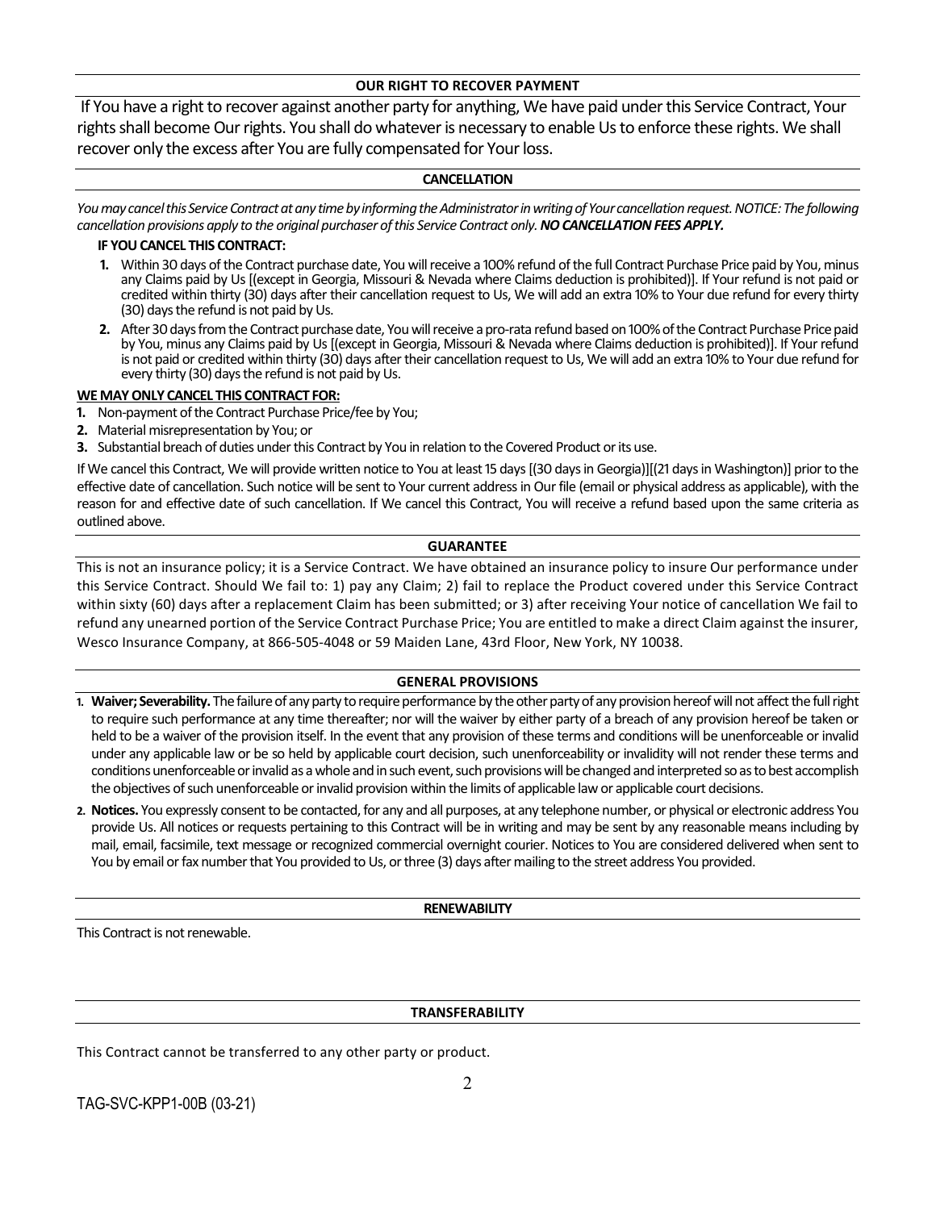## OUR RIGHT TO RECOVER PAYMENT

If You have a right to recover against another party for anything, We have paid under this Service Contract, Your rights shall become Our rights. You shall do whatever is necessary to enable Us to enforce these rights. We shall recover only the excess after You are fully compensated for Your loss.

## CANCELLATION

*You may cancel this Service Contract at any time by informing the Administrator in writing of Your cancellation request. NOTICE: The following cancellation provisions apply to the original purchaser of this Service Contract only.* ***NO CANCELLATION FEES APPLY.***

**IF YOU CANCEL THIS CONTRACT:**

1. Within 30 days of the Contract purchase date, You will receive a 100% refund of the full Contract Purchase Price paid by You, minus any Claims paid by Us [(except in Georgia, Missouri & Nevada where Claims deduction is prohibited)]. If Your refund is not paid or credited within thirty (30) days after their cancellation request to Us, We will add an extra 10% to Your due refund for every thirty (30) days the refund is not paid by Us.
2. After 30 days from the Contract purchase date, You will receive a pro-rata refund based on 100% of the Contract Purchase Price paid by You, minus any Claims paid by Us [(except in Georgia, Missouri & Nevada where Claims deduction is prohibited)]. If Your refund is not paid or credited within thirty (30) days after their cancellation request to Us, We will add an extra 10% to Your due refund for every thirty (30) days the refund is not paid by Us.

**WE MAY ONLY CANCEL THIS CONTRACT FOR:**

1. Non-payment of the Contract Purchase Price/fee by You;
2. Material misrepresentation by You; or
3. Substantial breach of duties under this Contract by You in relation to the Covered Product or its use.

If We cancel this Contract, We will provide written notice to You at least 15 days [(30 days in Georgia)][(21 days in Washington)] prior to the effective date of cancellation. Such notice will be sent to Your current address in Our file (email or physical address as applicable), with the reason for and effective date of such cancellation. If We cancel this Contract, You will receive a refund based upon the same criteria as outlined above.

## GUARANTEE

This is not an insurance policy; it is a Service Contract. We have obtained an insurance policy to insure Our performance under this Service Contract. Should We fail to: 1) pay any Claim; 2) fail to replace the Product covered under this Service Contract within sixty (60) days after a replacement Claim has been submitted; or 3) after receiving Your notice of cancellation We fail to refund any unearned portion of the Service Contract Purchase Price; You are entitled to make a direct Claim against the insurer, Wesco Insurance Company, at 866-505-4048 or 59 Maiden Lane, 43rd Floor, New York, NY 10038.

## GENERAL PROVISIONS

1. **Waiver; Severability.** The failure of any party to require performance by the other party of any provision hereof will not affect the full right to require such performance at any time thereafter; nor will the waiver by either party of a breach of any provision hereof be taken or held to be a waiver of the provision itself. In the event that any provision of these terms and conditions will be unenforceable or invalid under any applicable law or be so held by applicable court decision, such unenforceability or invalidity will not render these terms and conditions unenforceable or invalid as a whole and in such event, such provisions will be changed and interpreted so as to best accomplish the objectives of such unenforceable or invalid provision within the limits of applicable law or applicable court decisions.
2. **Notices.** You expressly consent to be contacted, for any and all purposes, at any telephone number, or physical or electronic address You provide Us. All notices or requests pertaining to this Contract will be in writing and may be sent by any reasonable means including by mail, email, facsimile, text message or recognized commercial overnight courier. Notices to You are considered delivered when sent to You by email or fax number that You provided to Us, or three (3) days after mailing to the street address You provided.

## RENEWABILITY

This Contract is not renewable.

## TRANSFERABILITY

This Contract cannot be transferred to any other party or product.

TAG-SVC-KPP1-00B (03-21)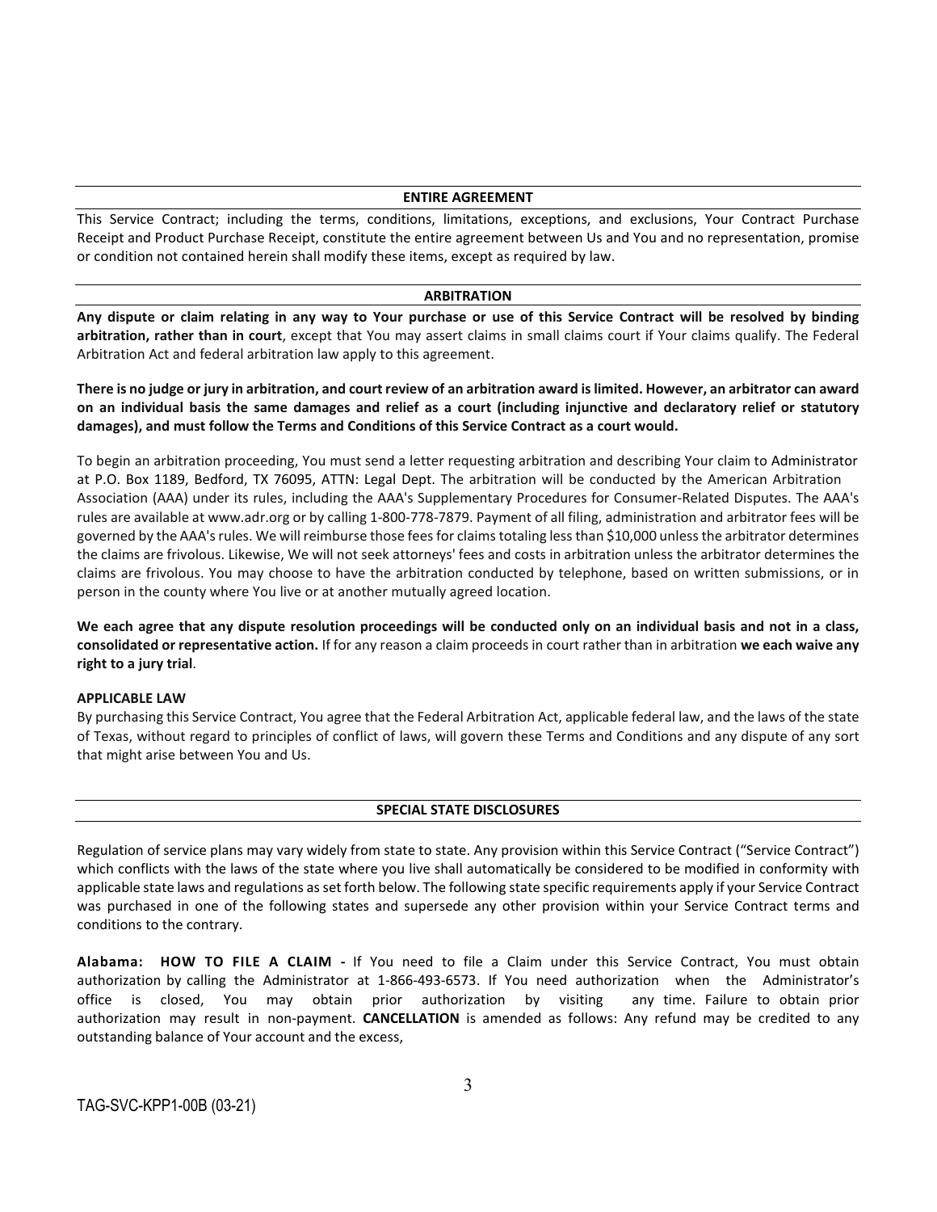## ENTIRE AGREEMENT

This Service Contract; including the terms, conditions, limitations, exceptions, and exclusions, Your Contract Purchase Receipt and Product Purchase Receipt, constitute the entire agreement between Us and You and no representation, promise or condition not contained herein shall modify these items, except as required by law.

## ARBITRATION

**Any dispute or claim relating in any way to Your purchase or use of this Service Contract will be resolved by binding arbitration, rather than in court**, except that You may assert claims in small claims court if Your claims qualify. The Federal Arbitration Act and federal arbitration law apply to this agreement.

**There is no judge or jury in arbitration, and court review of an arbitration award is limited. However, an arbitrator can award on an individual basis the same damages and relief as a court (including injunctive and declaratory relief or statutory damages), and must follow the Terms and Conditions of this Service Contract as a court would.**

To begin an arbitration proceeding, You must send a letter requesting arbitration and describing Your claim to Administrator at P.O. Box 1189, Bedford, TX 76095, ATTN: Legal Dept. The arbitration will be conducted by the American Arbitration Association (AAA) under its rules, including the AAA's Supplementary Procedures for Consumer-Related Disputes. The AAA's rules are available at www.adr.org or by calling 1-800-778-7879. Payment of all filing, administration and arbitrator fees will be governed by the AAA's rules. We will reimburse those fees for claims totaling less than $10,000 unless the arbitrator determines the claims are frivolous. Likewise, We will not seek attorneys' fees and costs in arbitration unless the arbitrator determines the claims are frivolous. You may choose to have the arbitration conducted by telephone, based on written submissions, or in person in the county where You live or at another mutually agreed location.

**We each agree that any dispute resolution proceedings will be conducted only on an individual basis and not in a class, consolidated or representative action.** If for any reason a claim proceeds in court rather than in arbitration **we each waive any right to a jury trial**.

**APPLICABLE LAW**

By purchasing this Service Contract, You agree that the Federal Arbitration Act, applicable federal law, and the laws of the state of Texas, without regard to principles of conflict of laws, will govern these Terms and Conditions and any dispute of any sort that might arise between You and Us.

## SPECIAL STATE DISCLOSURES

Regulation of service plans may vary widely from state to state. Any provision within this Service Contract ("Service Contract") which conflicts with the laws of the state where you live shall automatically be considered to be modified in conformity with applicable state laws and regulations as set forth below. The following state specific requirements apply if your Service Contract was purchased in one of the following states and supersede any other provision within your Service Contract terms and conditions to the contrary.

**Alabama: HOW TO FILE A CLAIM -** If You need to file a Claim under this Service Contract, You must obtain authorization by calling the Administrator at 1-866-493-6573. If You need authorization when the Administrator's office is closed, You may obtain prior authorization by visiting any time. Failure to obtain prior authorization may result in non-payment. **CANCELLATION** is amended as follows: Any refund may be credited to any outstanding balance of Your account and the excess,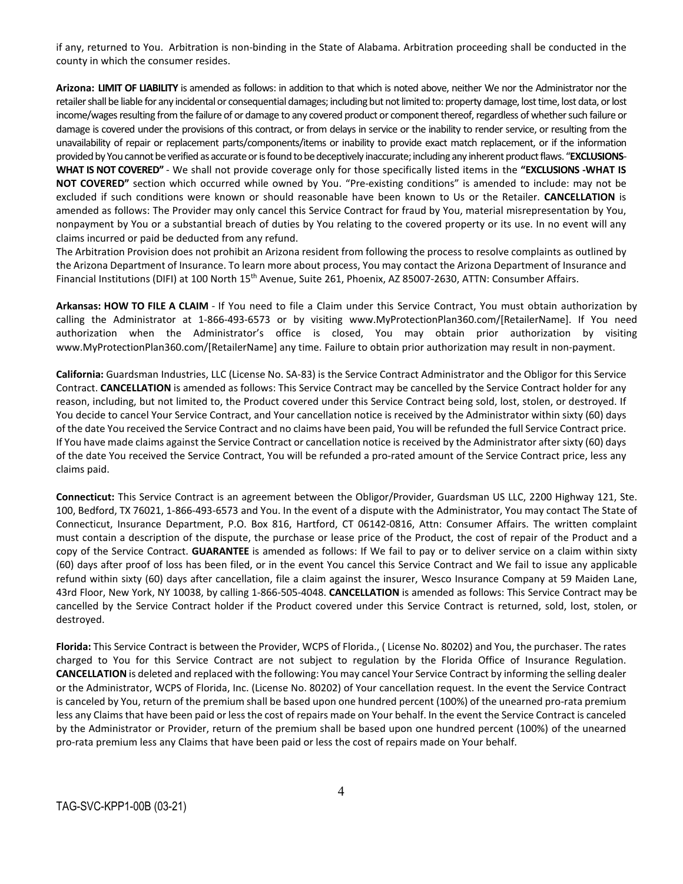if any, returned to You. Arbitration is non-binding in the State of Alabama. Arbitration proceeding shall be conducted in the county in which the consumer resides.

**Arizona: LIMIT OF LIABILITY** is amended as follows: in addition to that which is noted above, neither We nor the Administrator nor the retailer shall be liable for any incidental or consequential damages; including but not limited to: property damage, lost time, lost data, or lost income/wages resulting from the failure of or damage to any covered product or component thereof, regardless of whether such failure or damage is covered under the provisions of this contract, or from delays in service or the inability to render service, or resulting from the unavailability of repair or replacement parts/components/items or inability to provide exact match replacement, or if the information provided by You cannot be verified as accurate or is found to be deceptively inaccurate; including any inherent product flaws. "**EXCLUSIONS-WHAT IS NOT COVERED"** - We shall not provide coverage only for those specifically listed items in the **"EXCLUSIONS -WHAT IS NOT COVERED"** section which occurred while owned by You. "Pre-existing conditions" is amended to include: may not be excluded if such conditions were known or should reasonable have been known to Us or the Retailer. **CANCELLATION** is amended as follows: The Provider may only cancel this Service Contract for fraud by You, material misrepresentation by You, nonpayment by You or a substantial breach of duties by You relating to the covered property or its use. In no event will any claims incurred or paid be deducted from any refund.

The Arbitration Provision does not prohibit an Arizona resident from following the process to resolve complaints as outlined by the Arizona Department of Insurance. To learn more about process, You may contact the Arizona Department of Insurance and Financial Institutions (DIFI) at 100 North 15th Avenue, Suite 261, Phoenix, AZ 85007-2630, ATTN: Consumber Affairs.

**Arkansas: HOW TO FILE A CLAIM** - If You need to file a Claim under this Service Contract, You must obtain authorization by calling the Administrator at 1-866-493-6573 or by visiting www.MyProtectionPlan360.com/[RetailerName]. If You need authorization when the Administrator's office is closed, You may obtain prior authorization by visiting www.MyProtectionPlan360.com/[RetailerName] any time. Failure to obtain prior authorization may result in non-payment.

**California:** Guardsman Industries, LLC (License No. SA-83) is the Service Contract Administrator and the Obligor for this Service Contract. **CANCELLATION** is amended as follows: This Service Contract may be cancelled by the Service Contract holder for any reason, including, but not limited to, the Product covered under this Service Contract being sold, lost, stolen, or destroyed. If You decide to cancel Your Service Contract, and Your cancellation notice is received by the Administrator within sixty (60) days of the date You received the Service Contract and no claims have been paid, You will be refunded the full Service Contract price. If You have made claims against the Service Contract or cancellation notice is received by the Administrator after sixty (60) days of the date You received the Service Contract, You will be refunded a pro-rated amount of the Service Contract price, less any claims paid.

**Connecticut:** This Service Contract is an agreement between the Obligor/Provider, Guardsman US LLC, 2200 Highway 121, Ste. 100, Bedford, TX 76021, 1-866-493-6573 and You. In the event of a dispute with the Administrator, You may contact The State of Connecticut, Insurance Department, P.O. Box 816, Hartford, CT 06142-0816, Attn: Consumer Affairs. The written complaint must contain a description of the dispute, the purchase or lease price of the Product, the cost of repair of the Product and a copy of the Service Contract. **GUARANTEE** is amended as follows: If We fail to pay or to deliver service on a claim within sixty (60) days after proof of loss has been filed, or in the event You cancel this Service Contract and We fail to issue any applicable refund within sixty (60) days after cancellation, file a claim against the insurer, Wesco Insurance Company at 59 Maiden Lane, 43rd Floor, New York, NY 10038, by calling 1-866-505-4048. **CANCELLATION** is amended as follows: This Service Contract may be cancelled by the Service Contract holder if the Product covered under this Service Contract is returned, sold, lost, stolen, or destroyed.

**Florida:** This Service Contract is between the Provider, WCPS of Florida., ( License No. 80202) and You, the purchaser. The rates charged to You for this Service Contract are not subject to regulation by the Florida Office of Insurance Regulation. **CANCELLATION** is deleted and replaced with the following: You may cancel Your Service Contract by informing the selling dealer or the Administrator, WCPS of Florida, Inc. (License No. 80202) of Your cancellation request. In the event the Service Contract is canceled by You, return of the premium shall be based upon one hundred percent (100%) of the unearned pro-rata premium less any Claims that have been paid or less the cost of repairs made on Your behalf. In the event the Service Contract is canceled by the Administrator or Provider, return of the premium shall be based upon one hundred percent (100%) of the unearned pro-rata premium less any Claims that have been paid or less the cost of repairs made on Your behalf.

TAG-SVC-KPP1-00B (03-21)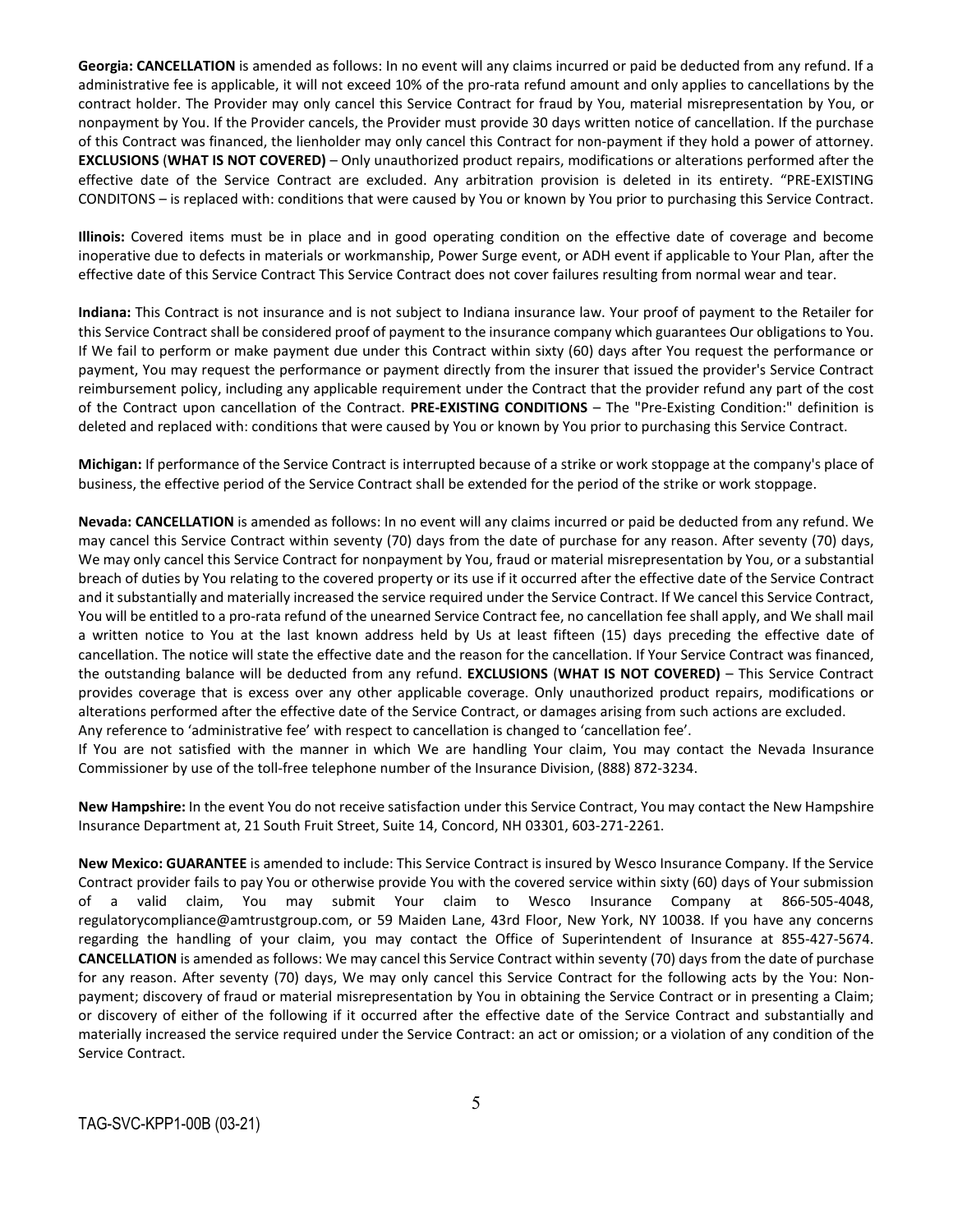**Georgia: CANCELLATION** is amended as follows: In no event will any claims incurred or paid be deducted from any refund. If a administrative fee is applicable, it will not exceed 10% of the pro-rata refund amount and only applies to cancellations by the contract holder. The Provider may only cancel this Service Contract for fraud by You, material misrepresentation by You, or nonpayment by You. If the Provider cancels, the Provider must provide 30 days written notice of cancellation. If the purchase of this Contract was financed, the lienholder may only cancel this Contract for non-payment if they hold a power of attorney. **EXCLUSIONS** (**WHAT IS NOT COVERED)** – Only unauthorized product repairs, modifications or alterations performed after the effective date of the Service Contract are excluded. Any arbitration provision is deleted in its entirety. "PRE-EXISTING CONDITONS – is replaced with: conditions that were caused by You or known by You prior to purchasing this Service Contract.

**Illinois:** Covered items must be in place and in good operating condition on the effective date of coverage and become inoperative due to defects in materials or workmanship, Power Surge event, or ADH event if applicable to Your Plan, after the effective date of this Service Contract This Service Contract does not cover failures resulting from normal wear and tear.

**Indiana:** This Contract is not insurance and is not subject to Indiana insurance law. Your proof of payment to the Retailer for this Service Contract shall be considered proof of payment to the insurance company which guarantees Our obligations to You. If We fail to perform or make payment due under this Contract within sixty (60) days after You request the performance or payment, You may request the performance or payment directly from the insurer that issued the provider's Service Contract reimbursement policy, including any applicable requirement under the Contract that the provider refund any part of the cost of the Contract upon cancellation of the Contract. **PRE-EXISTING CONDITIONS** – The "Pre-Existing Condition:" definition is deleted and replaced with: conditions that were caused by You or known by You prior to purchasing this Service Contract.

**Michigan:** If performance of the Service Contract is interrupted because of a strike or work stoppage at the company's place of business, the effective period of the Service Contract shall be extended for the period of the strike or work stoppage.

**Nevada: CANCELLATION** is amended as follows: In no event will any claims incurred or paid be deducted from any refund. We may cancel this Service Contract within seventy (70) days from the date of purchase for any reason. After seventy (70) days, We may only cancel this Service Contract for nonpayment by You, fraud or material misrepresentation by You, or a substantial breach of duties by You relating to the covered property or its use if it occurred after the effective date of the Service Contract and it substantially and materially increased the service required under the Service Contract. If We cancel this Service Contract, You will be entitled to a pro-rata refund of the unearned Service Contract fee, no cancellation fee shall apply, and We shall mail a written notice to You at the last known address held by Us at least fifteen (15) days preceding the effective date of cancellation. The notice will state the effective date and the reason for the cancellation. If Your Service Contract was financed, the outstanding balance will be deducted from any refund. **EXCLUSIONS** (**WHAT IS NOT COVERED)** – This Service Contract provides coverage that is excess over any other applicable coverage. Only unauthorized product repairs, modifications or alterations performed after the effective date of the Service Contract, or damages arising from such actions are excluded.
Any reference to 'administrative fee' with respect to cancellation is changed to 'cancellation fee'.
If You are not satisfied with the manner in which We are handling Your claim, You may contact the Nevada Insurance Commissioner by use of the toll-free telephone number of the Insurance Division, (888) 872-3234.

**New Hampshire:** In the event You do not receive satisfaction under this Service Contract, You may contact the New Hampshire Insurance Department at, 21 South Fruit Street, Suite 14, Concord, NH 03301, 603-271-2261.

**New Mexico: GUARANTEE** is amended to include: This Service Contract is insured by Wesco Insurance Company. If the Service Contract provider fails to pay You or otherwise provide You with the covered service within sixty (60) days of Your submission of a valid claim, You may submit Your claim to Wesco Insurance Company at 866-505-4048, regulatorycompliance@amtrustgroup.com, or 59 Maiden Lane, 43rd Floor, New York, NY 10038. If you have any concerns regarding the handling of your claim, you may contact the Office of Superintendent of Insurance at 855-427-5674. **CANCELLATION** is amended as follows: We may cancel this Service Contract within seventy (70) days from the date of purchase for any reason. After seventy (70) days, We may only cancel this Service Contract for the following acts by the You: Non-payment; discovery of fraud or material misrepresentation by You in obtaining the Service Contract or in presenting a Claim; or discovery of either of the following if it occurred after the effective date of the Service Contract and substantially and materially increased the service required under the Service Contract: an act or omission; or a violation of any condition of the Service Contract.

TAG-SVC-KPP1-00B (03-21)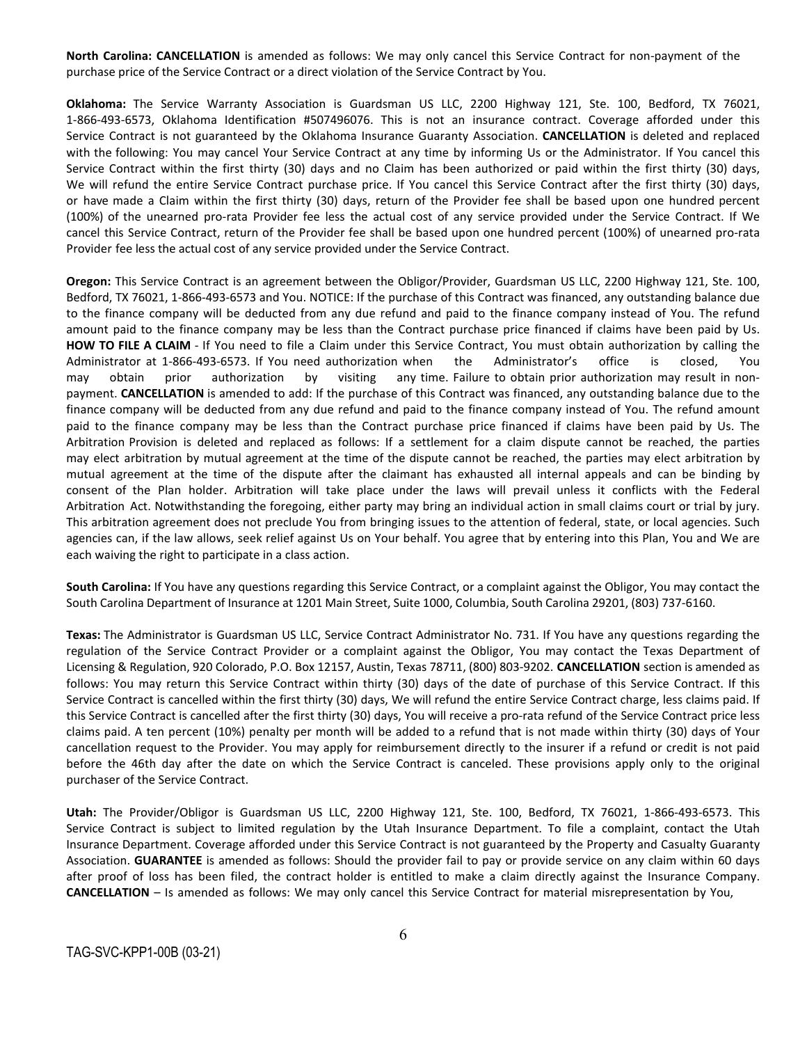**North Carolina: CANCELLATION** is amended as follows: We may only cancel this Service Contract for non-payment of the purchase price of the Service Contract or a direct violation of the Service Contract by You.

**Oklahoma:** The Service Warranty Association is Guardsman US LLC, 2200 Highway 121, Ste. 100, Bedford, TX 76021, 1-866-493-6573, Oklahoma Identification #507496076. This is not an insurance contract. Coverage afforded under this Service Contract is not guaranteed by the Oklahoma Insurance Guaranty Association. **CANCELLATION** is deleted and replaced with the following: You may cancel Your Service Contract at any time by informing Us or the Administrator. If You cancel this Service Contract within the first thirty (30) days and no Claim has been authorized or paid within the first thirty (30) days, We will refund the entire Service Contract purchase price. If You cancel this Service Contract after the first thirty (30) days, or have made a Claim within the first thirty (30) days, return of the Provider fee shall be based upon one hundred percent (100%) of the unearned pro-rata Provider fee less the actual cost of any service provided under the Service Contract. If We cancel this Service Contract, return of the Provider fee shall be based upon one hundred percent (100%) of unearned pro-rata Provider fee less the actual cost of any service provided under the Service Contract.

**Oregon:** This Service Contract is an agreement between the Obligor/Provider, Guardsman US LLC, 2200 Highway 121, Ste. 100, Bedford, TX 76021, 1-866-493-6573 and You. NOTICE: If the purchase of this Contract was financed, any outstanding balance due to the finance company will be deducted from any due refund and paid to the finance company instead of You. The refund amount paid to the finance company may be less than the Contract purchase price financed if claims have been paid by Us. **HOW TO FILE A CLAIM** - If You need to file a Claim under this Service Contract, You must obtain authorization by calling the Administrator at 1-866-493-6573. If You need authorization when the Administrator's office is closed, You may obtain prior authorization by visiting any time. Failure to obtain prior authorization may result in non-payment. **CANCELLATION** is amended to add: If the purchase of this Contract was financed, any outstanding balance due to the finance company will be deducted from any due refund and paid to the finance company instead of You. The refund amount paid to the finance company may be less than the Contract purchase price financed if claims have been paid by Us. The Arbitration Provision is deleted and replaced as follows: If a settlement for a claim dispute cannot be reached, the parties may elect arbitration by mutual agreement at the time of the dispute cannot be reached, the parties may elect arbitration by mutual agreement at the time of the dispute after the claimant has exhausted all internal appeals and can be binding by consent of the Plan holder. Arbitration will take place under the laws will prevail unless it conflicts with the Federal Arbitration Act. Notwithstanding the foregoing, either party may bring an individual action in small claims court or trial by jury. This arbitration agreement does not preclude You from bringing issues to the attention of federal, state, or local agencies. Such agencies can, if the law allows, seek relief against Us on Your behalf. You agree that by entering into this Plan, You and We are each waiving the right to participate in a class action.

**South Carolina:** If You have any questions regarding this Service Contract, or a complaint against the Obligor, You may contact the South Carolina Department of Insurance at 1201 Main Street, Suite 1000, Columbia, South Carolina 29201, (803) 737-6160.

**Texas:** The Administrator is Guardsman US LLC, Service Contract Administrator No. 731. If You have any questions regarding the regulation of the Service Contract Provider or a complaint against the Obligor, You may contact the Texas Department of Licensing & Regulation, 920 Colorado, P.O. Box 12157, Austin, Texas 78711, (800) 803-9202. **CANCELLATION** section is amended as follows: You may return this Service Contract within thirty (30) days of the date of purchase of this Service Contract. If this Service Contract is cancelled within the first thirty (30) days, We will refund the entire Service Contract charge, less claims paid. If this Service Contract is cancelled after the first thirty (30) days, You will receive a pro-rata refund of the Service Contract price less claims paid. A ten percent (10%) penalty per month will be added to a refund that is not made within thirty (30) days of Your cancellation request to the Provider. You may apply for reimbursement directly to the insurer if a refund or credit is not paid before the 46th day after the date on which the Service Contract is canceled. These provisions apply only to the original purchaser of the Service Contract.

**Utah:** The Provider/Obligor is Guardsman US LLC, 2200 Highway 121, Ste. 100, Bedford, TX 76021, 1-866-493-6573. This Service Contract is subject to limited regulation by the Utah Insurance Department. To file a complaint, contact the Utah Insurance Department. Coverage afforded under this Service Contract is not guaranteed by the Property and Casualty Guaranty Association. **GUARANTEE** is amended as follows: Should the provider fail to pay or provide service on any claim within 60 days after proof of loss has been filed, the contract holder is entitled to make a claim directly against the Insurance Company. **CANCELLATION** – Is amended as follows: We may only cancel this Service Contract for material misrepresentation by You,

TAG-SVC-KPP1-00B (03-21)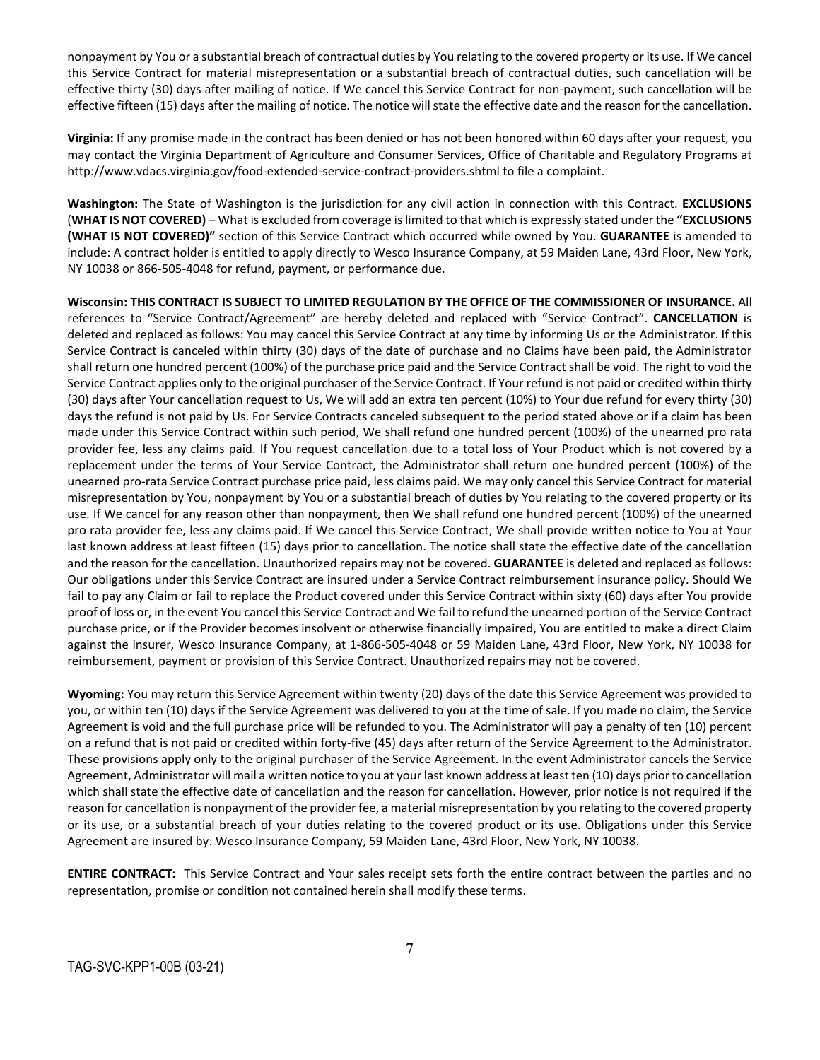nonpayment by You or a substantial breach of contractual duties by You relating to the covered property or its use. If We cancel this Service Contract for material misrepresentation or a substantial breach of contractual duties, such cancellation will be effective thirty (30) days after mailing of notice. If We cancel this Service Contract for non-payment, such cancellation will be effective fifteen (15) days after the mailing of notice. The notice will state the effective date and the reason for the cancellation.

**Virginia:** If any promise made in the contract has been denied or has not been honored within 60 days after your request, you may contact the Virginia Department of Agriculture and Consumer Services, Office of Charitable and Regulatory Programs at http://www.vdacs.virginia.gov/food-extended-service-contract-providers.shtml to file a complaint.

**Washington:** The State of Washington is the jurisdiction for any civil action in connection with this Contract. **EXCLUSIONS** (**WHAT IS NOT COVERED)** – What is excluded from coverage is limited to that which is expressly stated under the **"EXCLUSIONS (WHAT IS NOT COVERED)"** section of this Service Contract which occurred while owned by You. **GUARANTEE** is amended to include: A contract holder is entitled to apply directly to Wesco Insurance Company, at 59 Maiden Lane, 43rd Floor, New York, NY 10038 or 866-505-4048 for refund, payment, or performance due.

**Wisconsin: THIS CONTRACT IS SUBJECT TO LIMITED REGULATION BY THE OFFICE OF THE COMMISSIONER OF INSURANCE.** All references to "Service Contract/Agreement" are hereby deleted and replaced with "Service Contract". **CANCELLATION** is deleted and replaced as follows: You may cancel this Service Contract at any time by informing Us or the Administrator. If this Service Contract is canceled within thirty (30) days of the date of purchase and no Claims have been paid, the Administrator shall return one hundred percent (100%) of the purchase price paid and the Service Contract shall be void. The right to void the Service Contract applies only to the original purchaser of the Service Contract. If Your refund is not paid or credited within thirty (30) days after Your cancellation request to Us, We will add an extra ten percent (10%) to Your due refund for every thirty (30) days the refund is not paid by Us. For Service Contracts canceled subsequent to the period stated above or if a claim has been made under this Service Contract within such period, We shall refund one hundred percent (100%) of the unearned pro rata provider fee, less any claims paid. If You request cancellation due to a total loss of Your Product which is not covered by a replacement under the terms of Your Service Contract, the Administrator shall return one hundred percent (100%) of the unearned pro-rata Service Contract purchase price paid, less claims paid. We may only cancel this Service Contract for material misrepresentation by You, nonpayment by You or a substantial breach of duties by You relating to the covered property or its use. If We cancel for any reason other than nonpayment, then We shall refund one hundred percent (100%) of the unearned pro rata provider fee, less any claims paid. If We cancel this Service Contract, We shall provide written notice to You at Your last known address at least fifteen (15) days prior to cancellation. The notice shall state the effective date of the cancellation and the reason for the cancellation. Unauthorized repairs may not be covered. **GUARANTEE** is deleted and replaced as follows: Our obligations under this Service Contract are insured under a Service Contract reimbursement insurance policy. Should We fail to pay any Claim or fail to replace the Product covered under this Service Contract within sixty (60) days after You provide proof of loss or, in the event You cancel this Service Contract and We fail to refund the unearned portion of the Service Contract purchase price, or if the Provider becomes insolvent or otherwise financially impaired, You are entitled to make a direct Claim against the insurer, Wesco Insurance Company, at 1-866-505-4048 or 59 Maiden Lane, 43rd Floor, New York, NY 10038 for reimbursement, payment or provision of this Service Contract. Unauthorized repairs may not be covered.

**Wyoming:** You may return this Service Agreement within twenty (20) days of the date this Service Agreement was provided to you, or within ten (10) days if the Service Agreement was delivered to you at the time of sale. If you made no claim, the Service Agreement is void and the full purchase price will be refunded to you. The Administrator will pay a penalty of ten (10) percent on a refund that is not paid or credited within forty-five (45) days after return of the Service Agreement to the Administrator. These provisions apply only to the original purchaser of the Service Agreement. In the event Administrator cancels the Service Agreement, Administrator will mail a written notice to you at your last known address at least ten (10) days prior to cancellation which shall state the effective date of cancellation and the reason for cancellation. However, prior notice is not required if the reason for cancellation is nonpayment of the provider fee, a material misrepresentation by you relating to the covered property or its use, or a substantial breach of your duties relating to the covered product or its use. Obligations under this Service Agreement are insured by: Wesco Insurance Company, 59 Maiden Lane, 43rd Floor, New York, NY 10038.

**ENTIRE CONTRACT:** This Service Contract and Your sales receipt sets forth the entire contract between the parties and no representation, promise or condition not contained herein shall modify these terms.

TAG-SVC-KPP1-00B (03-21)